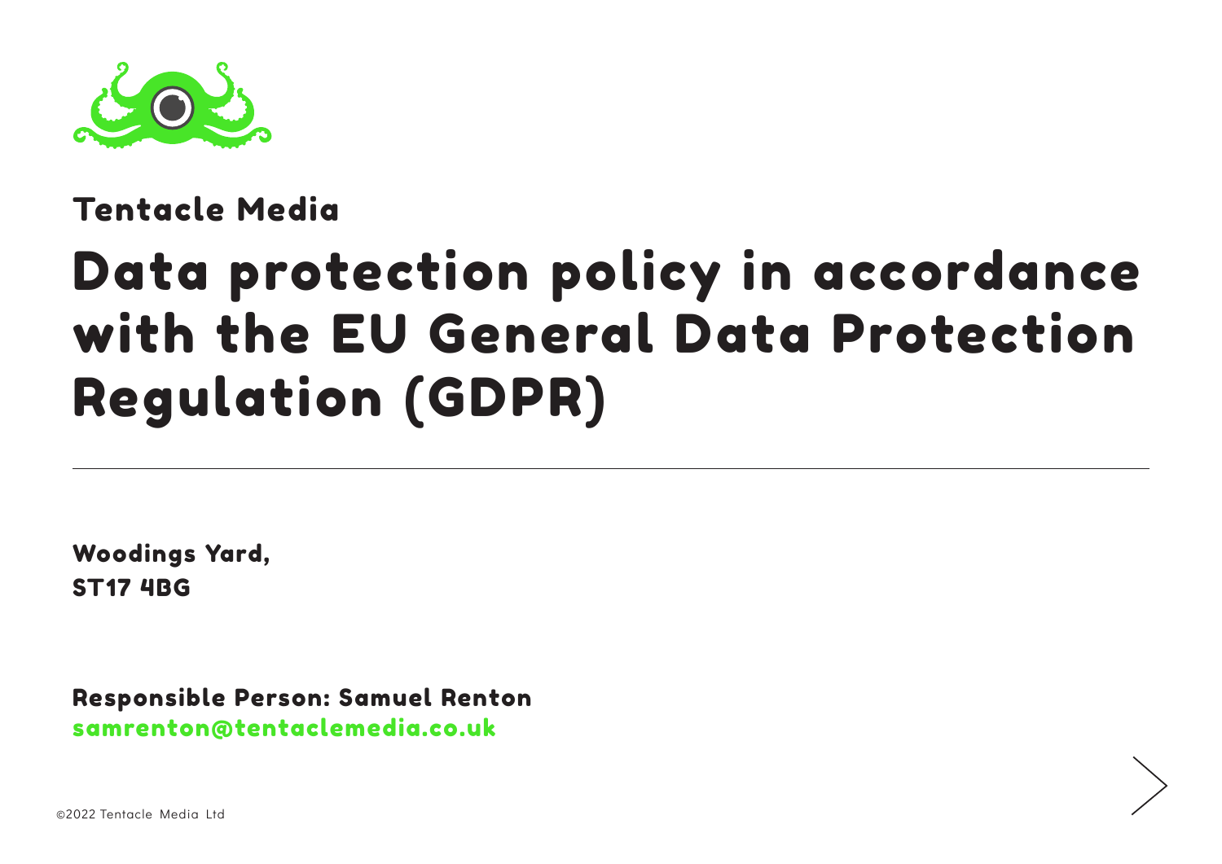Tentacle Media

# Data protection policy in accordance with the EU General Data Protection Regulation (GDPR)

---

**Woodings Yard,**
**ST17 4BG**

**Responsible Person: Samuel Renton**
samrenton@tentaclemedia.co.uk

©2022 Tentacle Media Ltd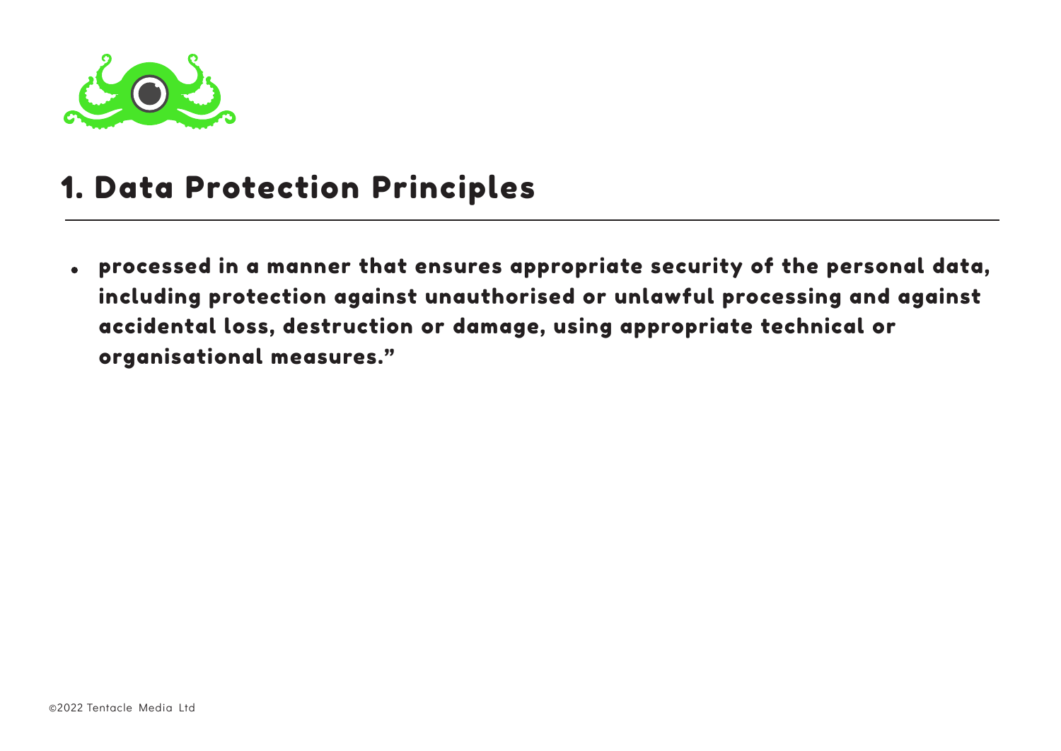# 1. Data Protection Principles

- **processed in a manner that ensures appropriate security of the personal data, including protection against unauthorised or unlawful processing and against accidental loss, destruction or damage, using appropriate technical or organisational measures."**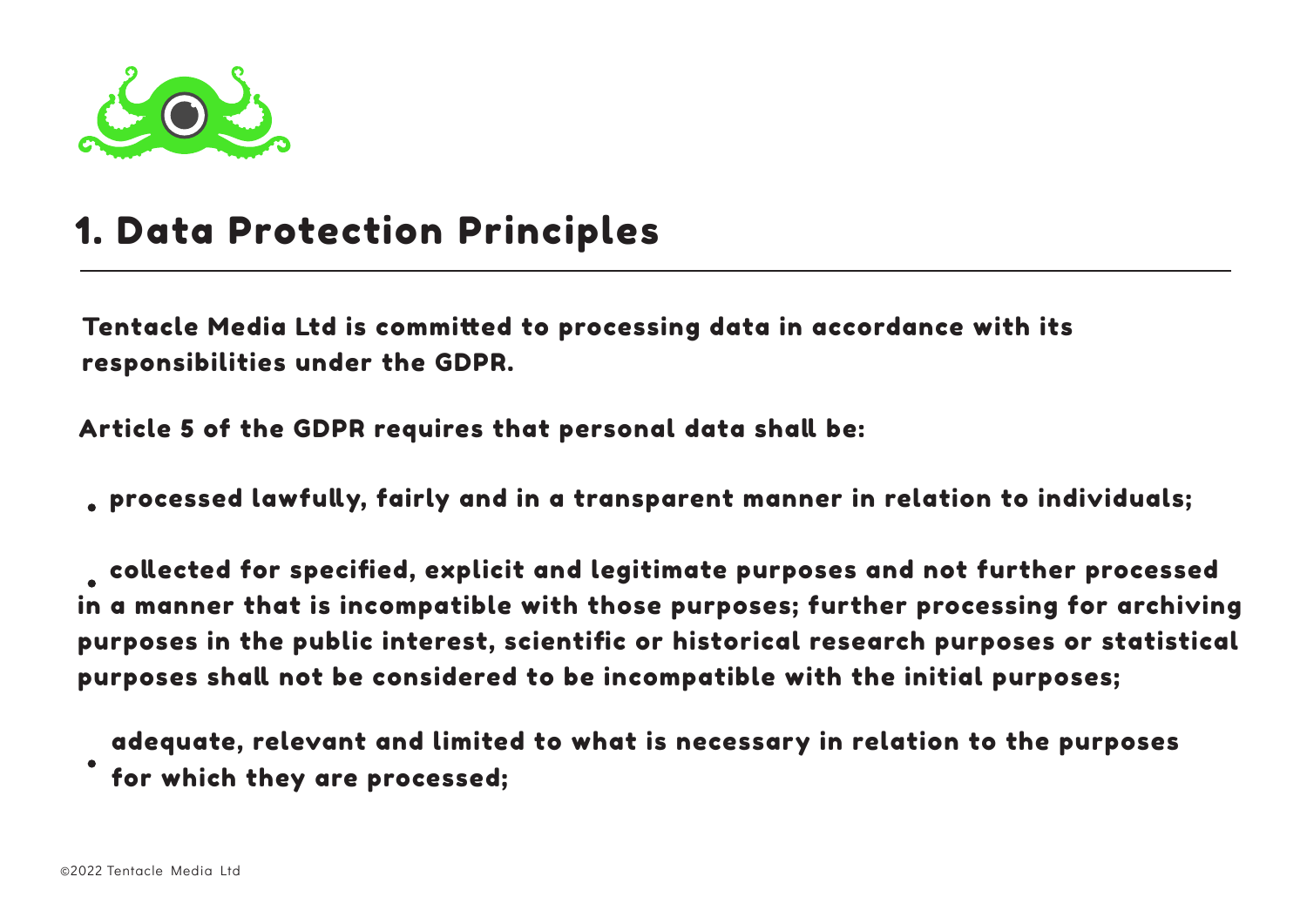# 1. Data Protection Principles

Tentacle Media Ltd is committed to processing data in accordance with its responsibilities under the GDPR.

Article 5 of the GDPR requires that personal data shall be:

- processed lawfully, fairly and in a transparent manner in relation to individuals;
- collected for specified, explicit and legitimate purposes and not further processed in a manner that is incompatible with those purposes; further processing for archiving purposes in the public interest, scientific or historical research purposes or statistical purposes shall not be considered to be incompatible with the initial purposes;
- adequate, relevant and limited to what is necessary in relation to the purposes for which they are processed;

©2022 Tentacle Media Ltd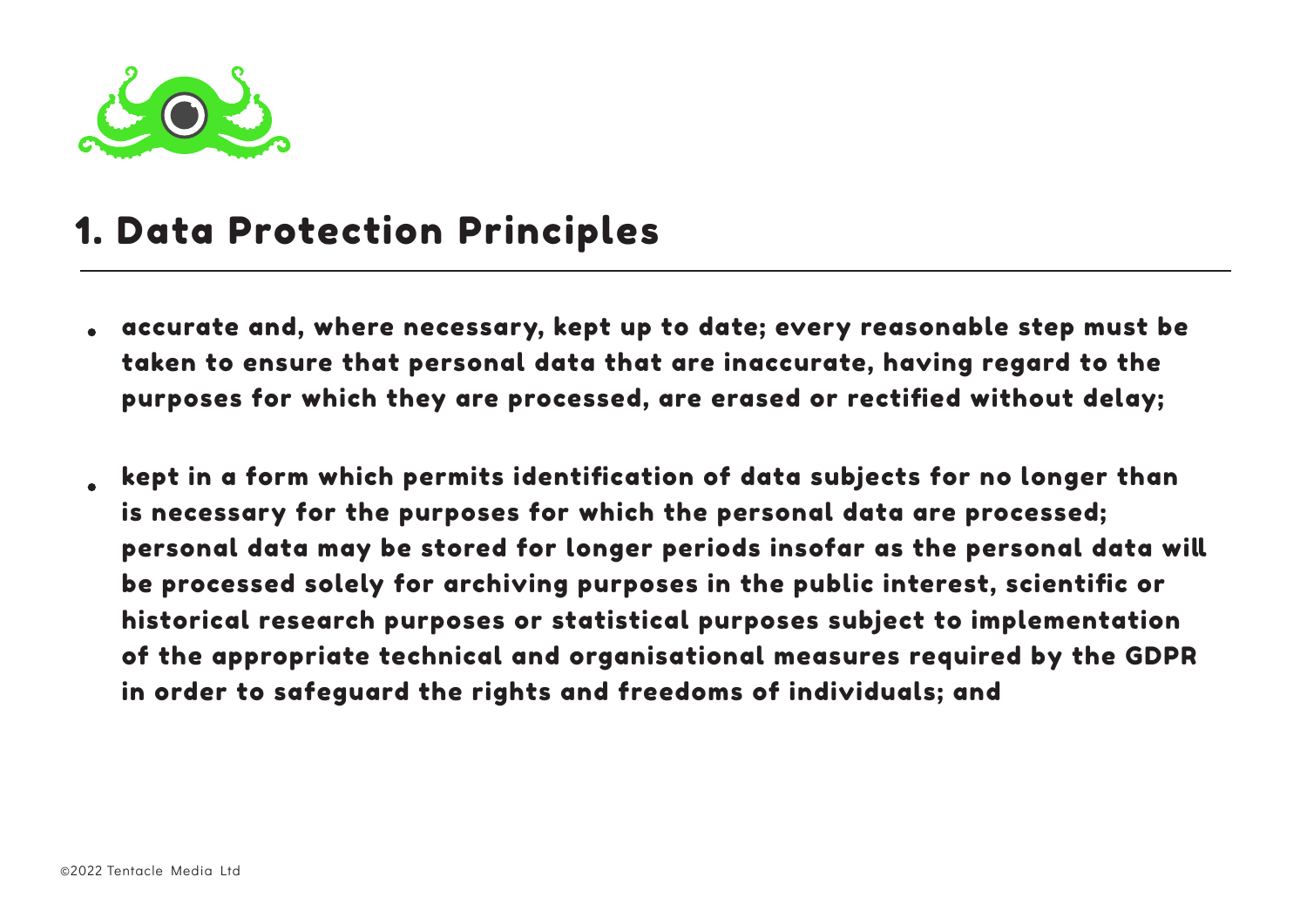# 1. Data Protection Principles

- accurate and, where necessary, kept up to date; every reasonable step must be taken to ensure that personal data that are inaccurate, having regard to the purposes for which they are processed, are erased or rectified without delay;
- kept in a form which permits identification of data subjects for no longer than is necessary for the purposes for which the personal data are processed; personal data may be stored for longer periods insofar as the personal data will be processed solely for archiving purposes in the public interest, scientific or historical research purposes or statistical purposes subject to implementation of the appropriate technical and organisational measures required by the GDPR in order to safeguard the rights and freedoms of individuals; and

©2022 Tentacle Media Ltd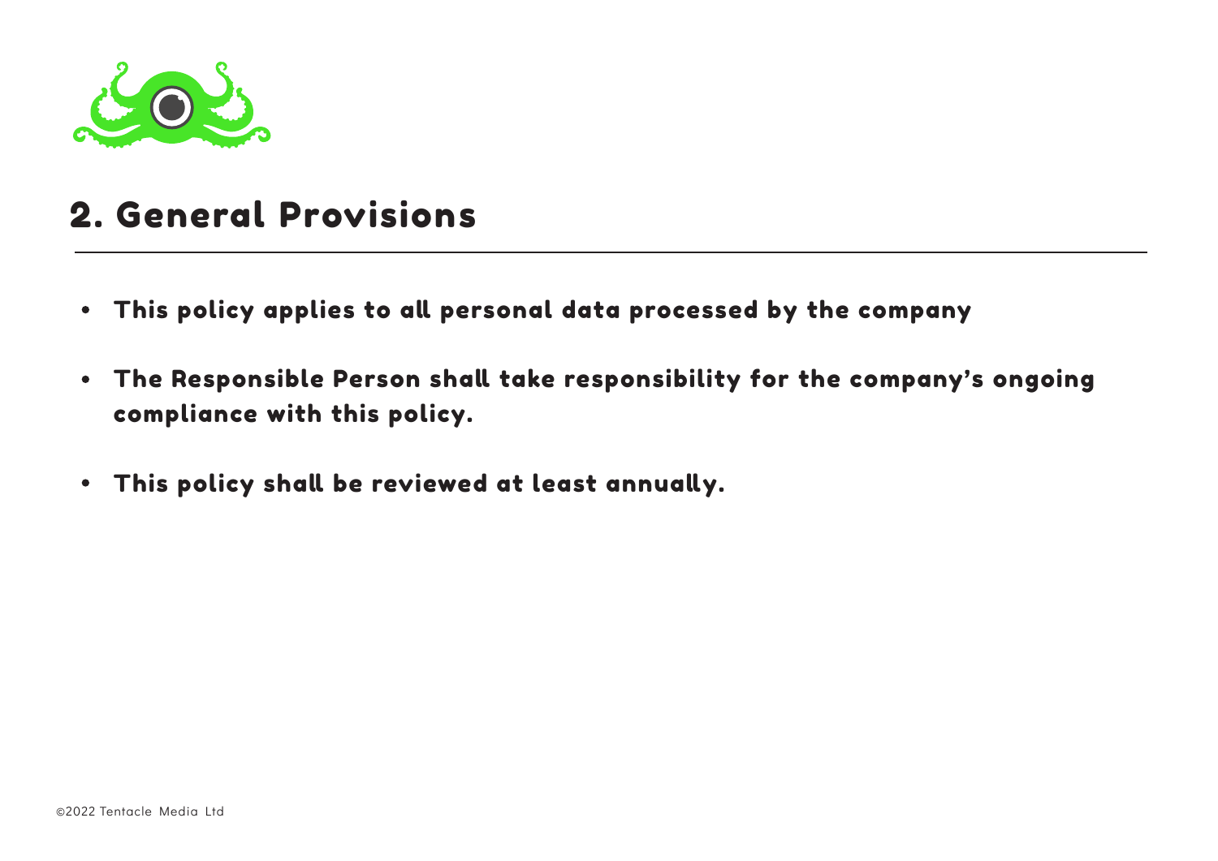## 2. General Provisions

- **This policy applies to all personal data processed by the company**
- **The Responsible Person shall take responsibility for the company's ongoing compliance with this policy.**
- **This policy shall be reviewed at least annually.**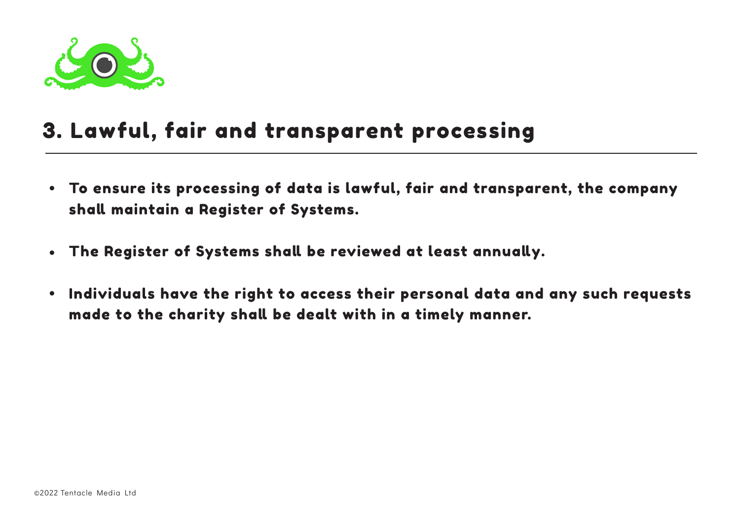# 3. Lawful, fair and transparent processing

- To ensure its processing of data is lawful, fair and transparent, the company shall maintain a Register of Systems.
- The Register of Systems shall be reviewed at least annually.
- Individuals have the right to access their personal data and any such requests made to the charity shall be dealt with in a timely manner.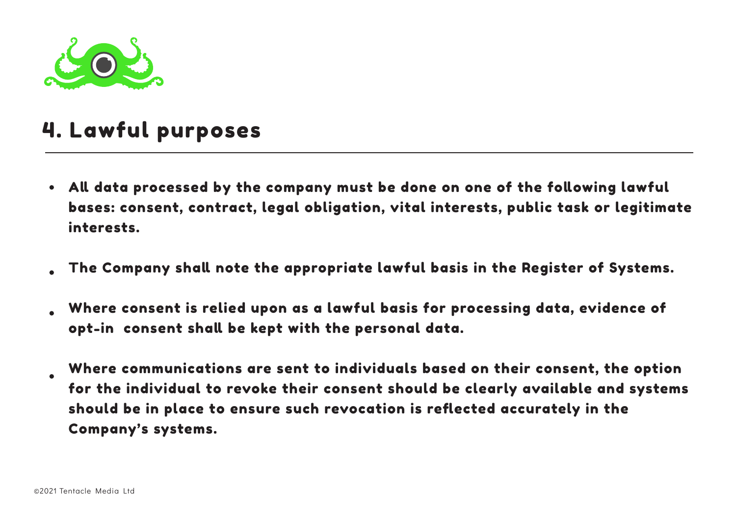## 4. Lawful purposes

- All data processed by the company must be done on one of the following lawful bases: consent, contract, legal obligation, vital interests, public task or legitimate interests.
- The Company shall note the appropriate lawful basis in the Register of Systems.
- Where consent is relied upon as a lawful basis for processing data, evidence of opt-in consent shall be kept with the personal data.
- Where communications are sent to individuals based on their consent, the option for the individual to revoke their consent should be clearly available and systems should be in place to ensure such revocation is reflected accurately in the Company's systems.

©2021 Tentacle Media Ltd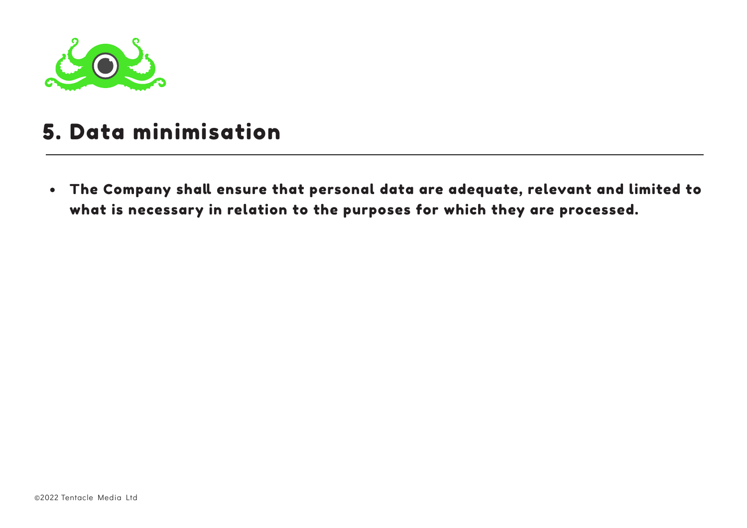## 5. Data minimisation

- **The Company shall ensure that personal data are adequate, relevant and limited to what is necessary in relation to the purposes for which they are processed.**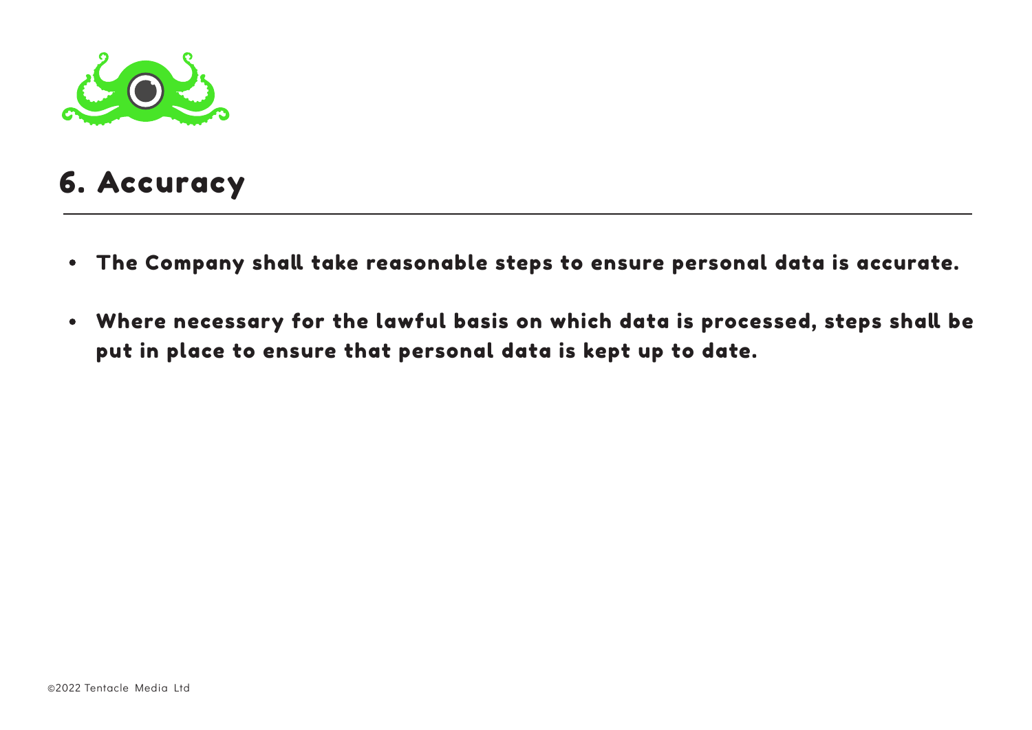## 6. Accuracy

- **The Company shall take reasonable steps to ensure personal data is accurate.**
- **Where necessary for the lawful basis on which data is processed, steps shall be put in place to ensure that personal data is kept up to date.**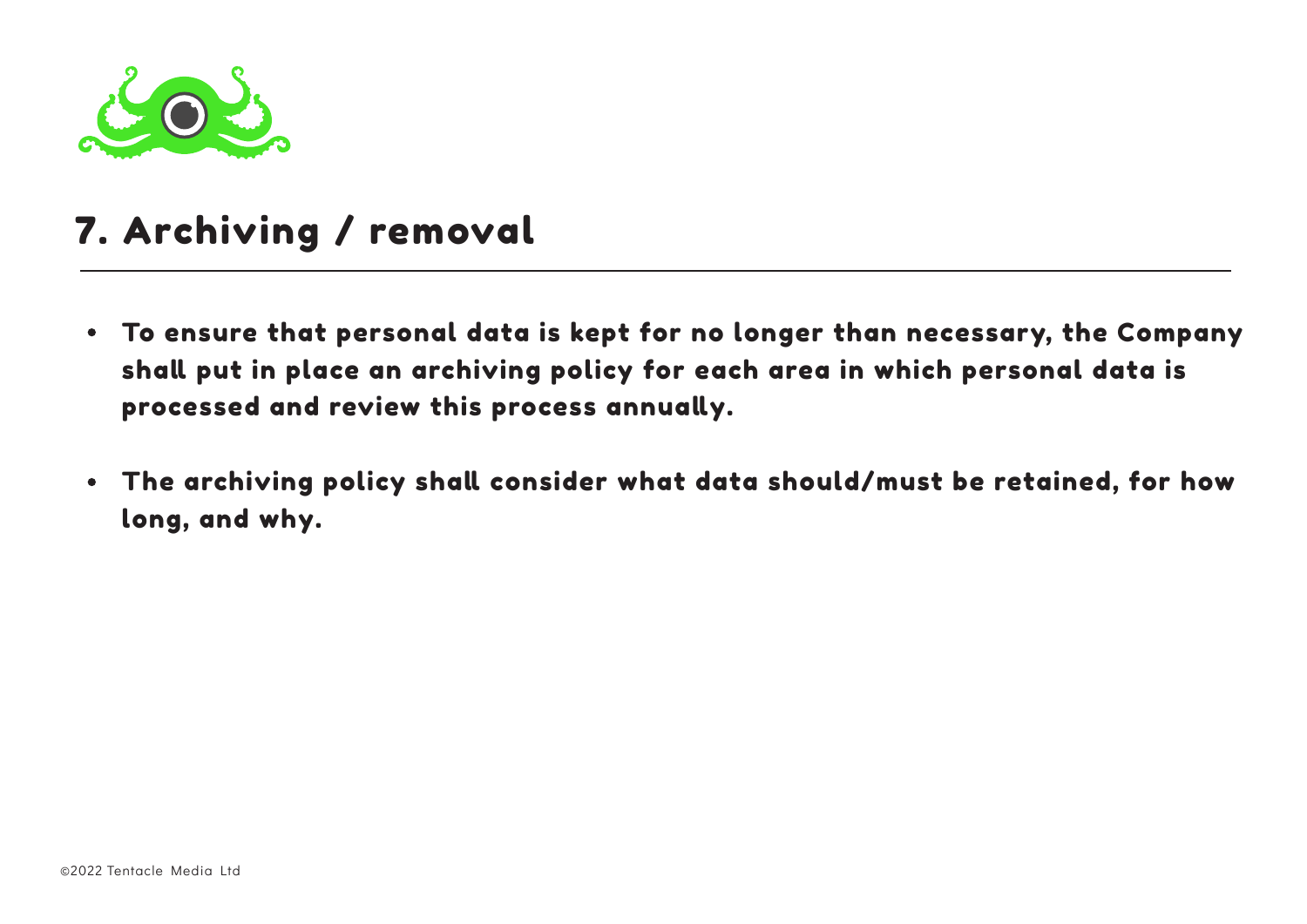## 7. Archiving / removal

- To ensure that personal data is kept for no longer than necessary, the Company shall put in place an archiving policy for each area in which personal data is processed and review this process annually.
- The archiving policy shall consider what data should/must be retained, for how long, and why.

©2022 Tentacle Media Ltd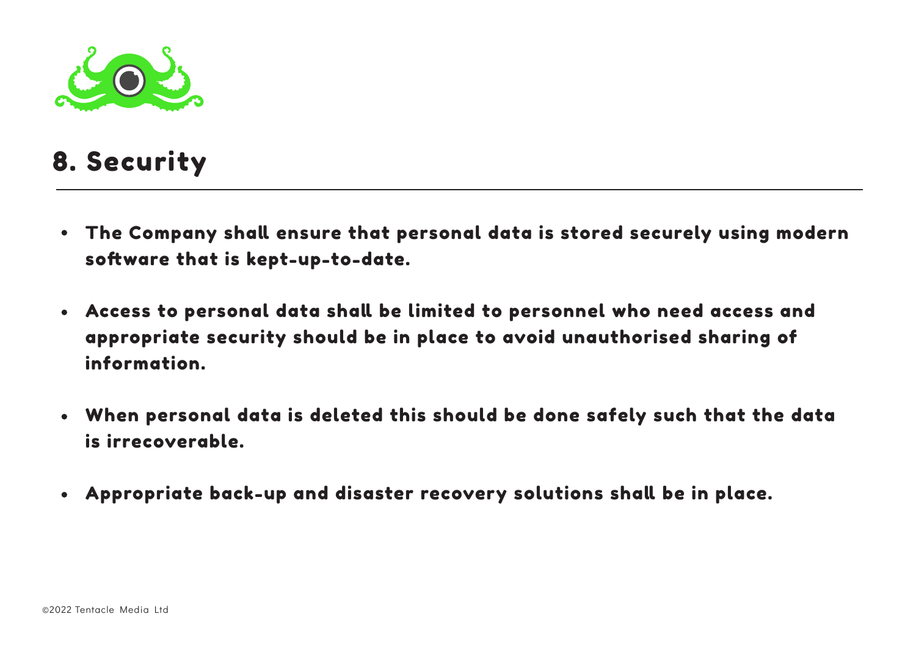# 8. Security

- The Company shall ensure that personal data is stored securely using modern software that is kept-up-to-date.
- Access to personal data shall be limited to personnel who need access and appropriate security should be in place to avoid unauthorised sharing of information.
- When personal data is deleted this should be done safely such that the data is irrecoverable.
- Appropriate back-up and disaster recovery solutions shall be in place.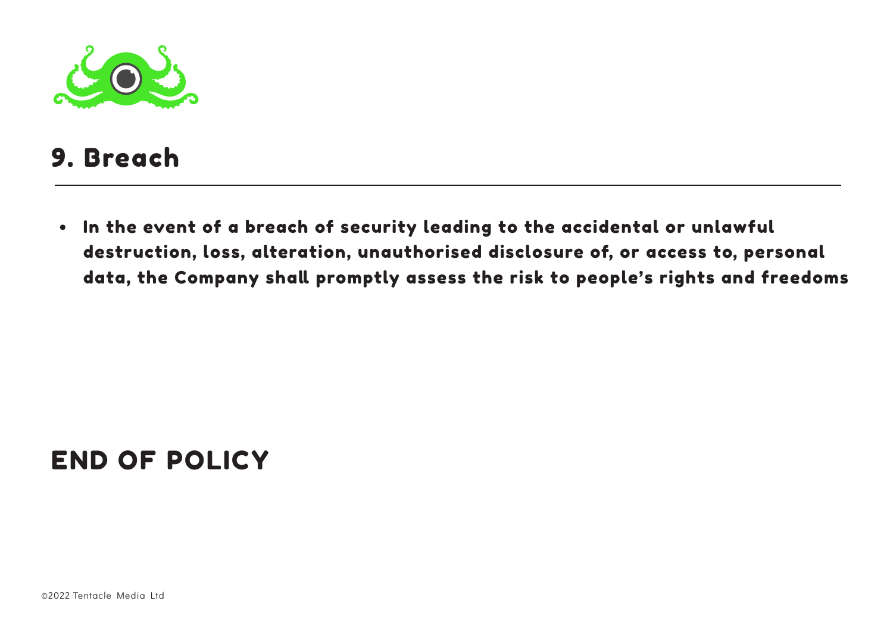## 9. Breach

- **In the event of a breach of security leading to the accidental or unlawful destruction, loss, alteration, unauthorised disclosure of, or access to, personal data, the Company shall promptly assess the risk to people's rights and freedoms**

# END OF POLICY

©2022 Tentacle Media Ltd